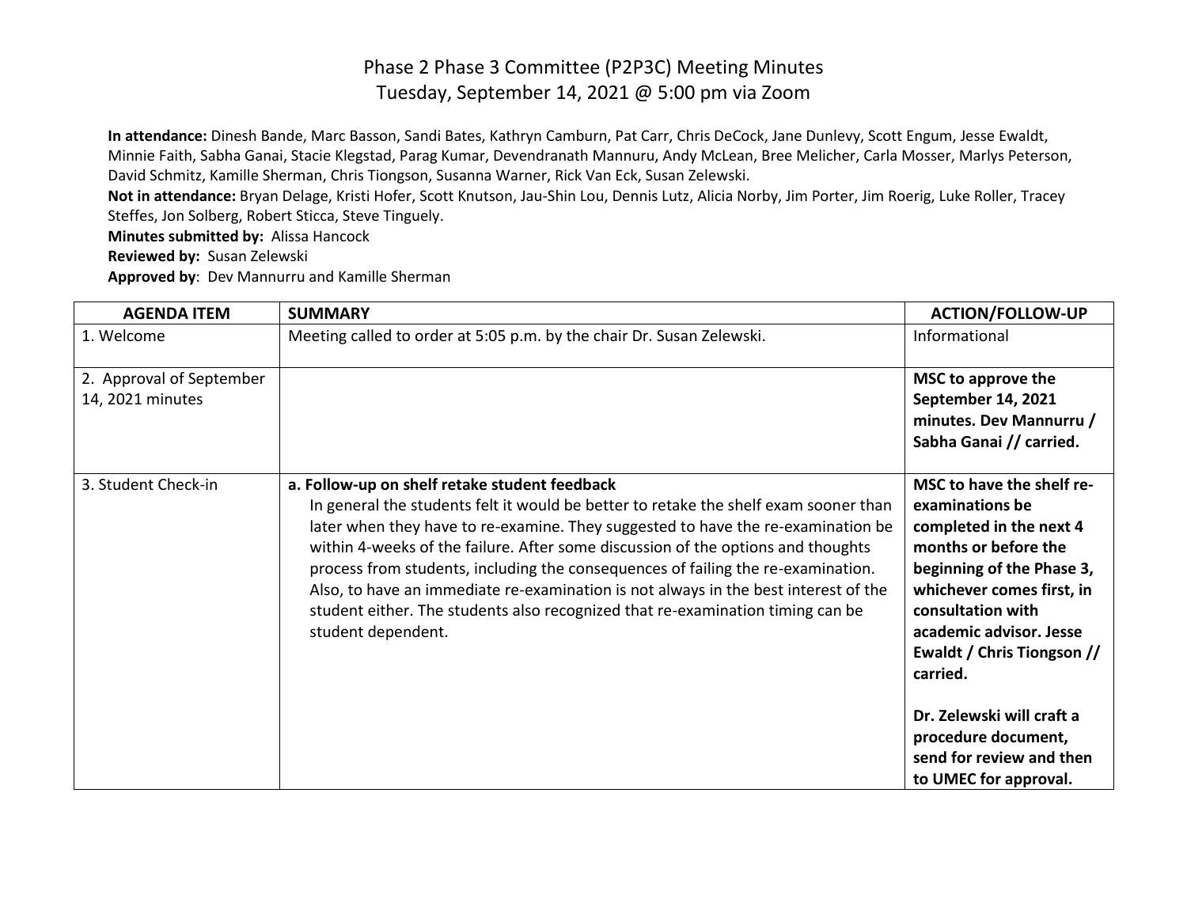# Phase 2 Phase 3 Committee (P2P3C) Meeting Minutes
## Tuesday, September 14, 2021 @ 5:00 pm via Zoom

**In attendance:** Dinesh Bande, Marc Basson, Sandi Bates, Kathryn Camburn, Pat Carr, Chris DeCock, Jane Dunlevy, Scott Engum, Jesse Ewaldt, Minnie Faith, Sabha Ganai, Stacie Klegstad, Parag Kumar, Devendranath Mannuru, Andy McLean, Bree Melicher, Carla Mosser, Marlys Peterson, David Schmitz, Kamille Sherman, Chris Tiongson, Susanna Warner, Rick Van Eck, Susan Zelewski.

**Not in attendance:** Bryan Delage, Kristi Hofer, Scott Knutson, Jau-Shin Lou, Dennis Lutz, Alicia Norby, Jim Porter, Jim Roerig, Luke Roller, Tracey Steffes, Jon Solberg, Robert Sticca, Steve Tinguely.

**Minutes submitted by:** Alissa Hancock

**Reviewed by:** Susan Zelewski

**Approved by**: Dev Mannurru and Kamille Sherman

| AGENDA ITEM | SUMMARY | ACTION/FOLLOW-UP |
|---|---|---|
| 1. Welcome | Meeting called to order at 5:05 p.m. by the chair Dr. Susan Zelewski. | Informational |
| 2. Approval of September 14, 2021 minutes | | **MSC to approve the September 14, 2021 minutes. Dev Mannurru / Sabha Ganai // carried.** |
| 3. Student Check-in | **a. Follow-up on shelf retake student feedback** In general the students felt it would be better to retake the shelf exam sooner than later when they have to re-examine. They suggested to have the re-examination be within 4-weeks of the failure. After some discussion of the options and thoughts process from students, including the consequences of failing the re-examination. Also, to have an immediate re-examination is not always in the best interest of the student either. The students also recognized that re-examination timing can be student dependent. | **MSC to have the shelf re-examinations be completed in the next 4 months or before the beginning of the Phase 3, whichever comes first, in consultation with academic advisor. Jesse Ewaldt / Chris Tiongson // carried.** <br><br> **Dr. Zelewski will craft a procedure document, send for review and then to UMEC for approval.** |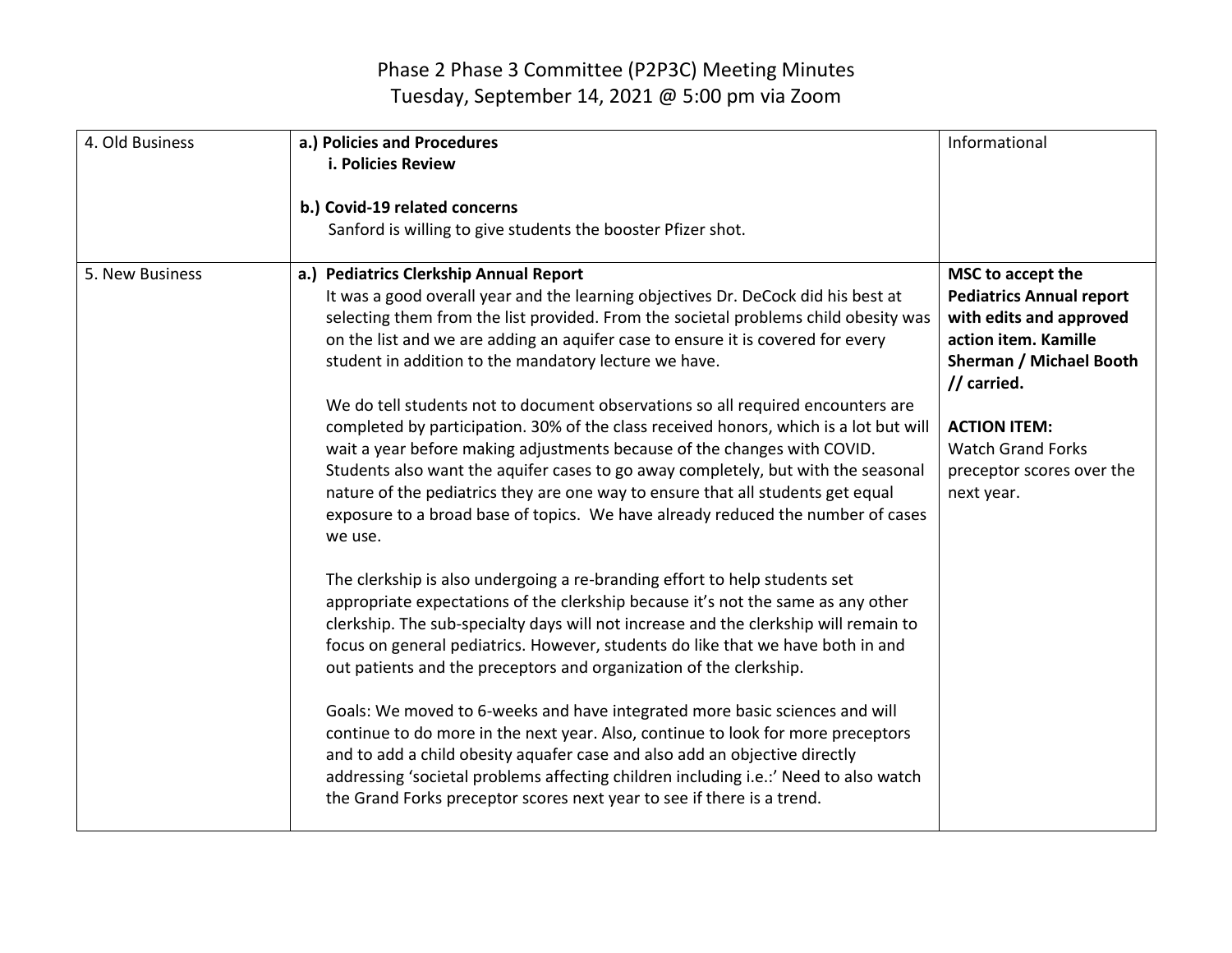# Phase 2 Phase 3 Committee (P2P3C) Meeting Minutes
## Tuesday, September 14, 2021 @ 5:00 pm via Zoom

| | | |
|---|---|---|
| 4. Old Business | **a.) Policies and Procedures**<br>**i. Policies Review**<br><br>**b.) Covid-19 related concerns**<br>Sanford is willing to give students the booster Pfizer shot. | Informational |
| 5. New Business | **a.) Pediatrics Clerkship Annual Report**<br>It was a good overall year and the learning objectives Dr. DeCock did his best at selecting them from the list provided. From the societal problems child obesity was on the list and we are adding an aquifer case to ensure it is covered for every student in addition to the mandatory lecture we have.<br><br>We do tell students not to document observations so all required encounters are completed by participation. 30% of the class received honors, which is a lot but will wait a year before making adjustments because of the changes with COVID. Students also want the aquifer cases to go away completely, but with the seasonal nature of the pediatrics they are one way to ensure that all students get equal exposure to a broad base of topics. We have already reduced the number of cases we use.<br><br>The clerkship is also undergoing a re-branding effort to help students set appropriate expectations of the clerkship because it's not the same as any other clerkship. The sub-specialty days will not increase and the clerkship will remain to focus on general pediatrics. However, students do like that we have both in and out patients and the preceptors and organization of the clerkship.<br><br>Goals: We moved to 6-weeks and have integrated more basic sciences and will continue to do more in the next year. Also, continue to look for more preceptors and to add a child obesity aquafer case and also add an objective directly addressing 'societal problems affecting children including i.e.:' Need to also watch the Grand Forks preceptor scores next year to see if there is a trend. | **MSC to accept the Pediatrics Annual report with edits and approved action item. Kamille Sherman / Michael Booth // carried.**<br><br>**ACTION ITEM:**<br>Watch Grand Forks preceptor scores over the next year. |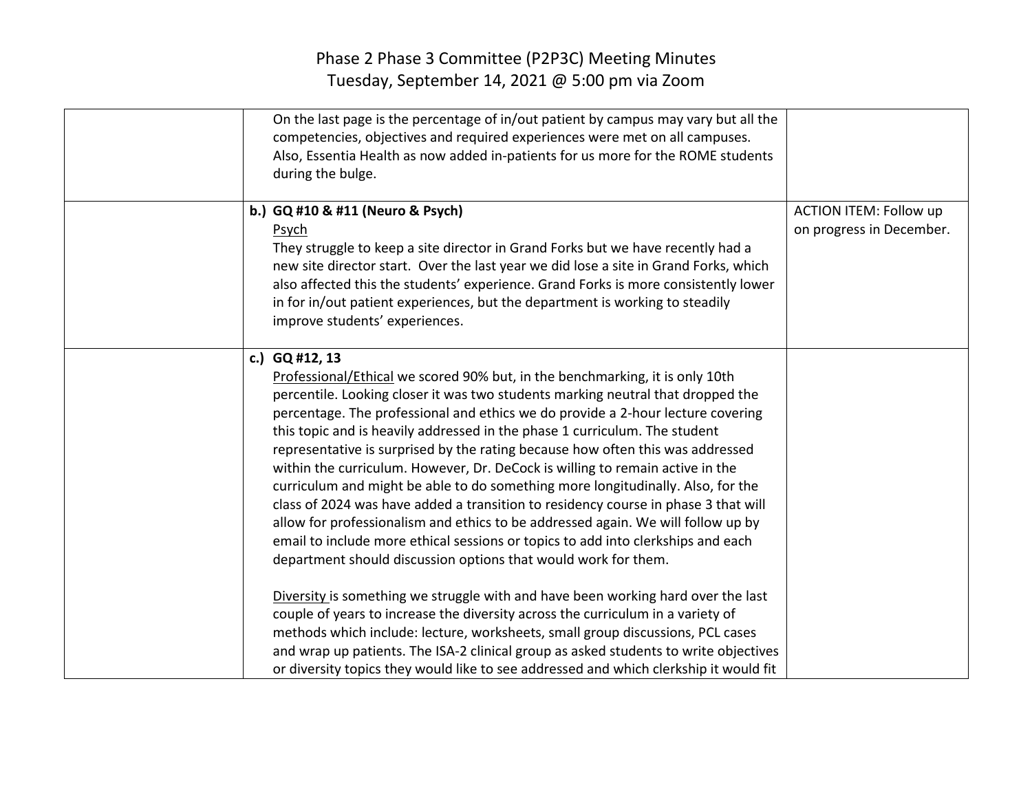# Phase 2 Phase 3 Committee (P2P3C) Meeting Minutes
Tuesday, September 14, 2021 @ 5:00 pm via Zoom

| | | |
|---|---|---|
| | On the last page is the percentage of in/out patient by campus may vary but all the competencies, objectives and required experiences were met on all campuses. Also, Essentia Health as now added in-patients for us more for the ROME students during the bulge. | |
| | **b.) GQ #10 & #11 (Neuro & Psych)**<br>Psych<br>They struggle to keep a site director in Grand Forks but we have recently had a new site director start. Over the last year we did lose a site in Grand Forks, which also affected this the students' experience. Grand Forks is more consistently lower in for in/out patient experiences, but the department is working to steadily improve students' experiences. | ACTION ITEM: Follow up on progress in December. |
| | **c.) GQ #12, 13**<br>Professional/Ethical we scored 90% but, in the benchmarking, it is only 10th percentile. Looking closer it was two students marking neutral that dropped the percentage. The professional and ethics we do provide a 2-hour lecture covering this topic and is heavily addressed in the phase 1 curriculum. The student representative is surprised by the rating because how often this was addressed within the curriculum. However, Dr. DeCock is willing to remain active in the curriculum and might be able to do something more longitudinally. Also, for the class of 2024 was have added a transition to residency course in phase 3 that will allow for professionalism and ethics to be addressed again. We will follow up by email to include more ethical sessions or topics to add into clerkships and each department should discussion options that would work for them.<br><br>Diversity is something we struggle with and have been working hard over the last couple of years to increase the diversity across the curriculum in a variety of methods which include: lecture, worksheets, small group discussions, PCL cases and wrap up patients. The ISA-2 clinical group as asked students to write objectives or diversity topics they would like to see addressed and which clerkship it would fit | |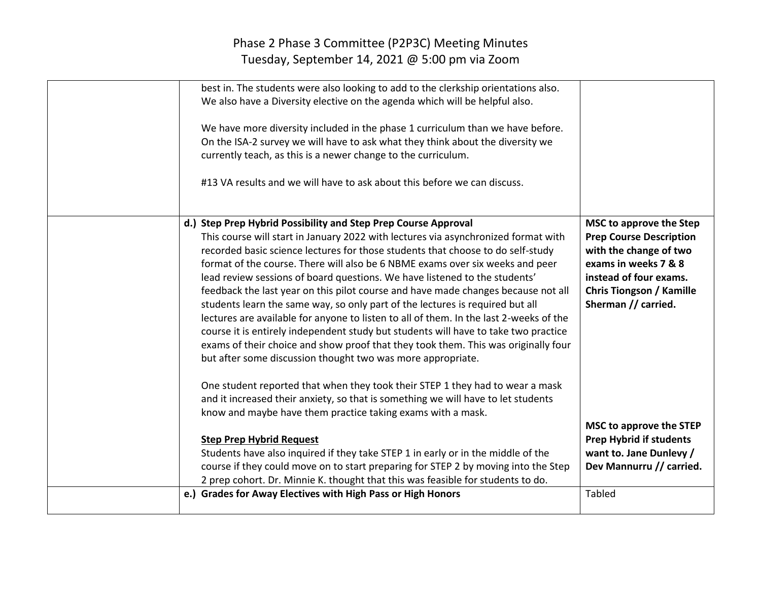# Phase 2 Phase 3 Committee (P2P3C) Meeting Minutes
Tuesday, September 14, 2021 @ 5:00 pm via Zoom

| | | |
|---|---|---|
| | best in. The students were also looking to add to the clerkship orientations also. We also have a Diversity elective on the agenda which will be helpful also.<br><br>We have more diversity included in the phase 1 curriculum than we have before. On the ISA-2 survey we will have to ask what they think about the diversity we currently teach, as this is a newer change to the curriculum.<br><br>#13 VA results and we will have to ask about this before we can discuss. | |
| | **d.) Step Prep Hybrid Possibility and Step Prep Course Approval**<br>This course will start in January 2022 with lectures via asynchronized format with recorded basic science lectures for those students that choose to do self-study format of the course. There will also be 6 NBME exams over six weeks and peer lead review sessions of board questions. We have listened to the students' feedback the last year on this pilot course and have made changes because not all students learn the same way, so only part of the lectures is required but all lectures are available for anyone to listen to all of them. In the last 2-weeks of the course it is entirely independent study but students will have to take two practice exams of their choice and show proof that they took them. This was originally four but after some discussion thought two was more appropriate.<br><br>One student reported that when they took their STEP 1 they had to wear a mask and it increased their anxiety, so that is something we will have to let students know and maybe have them practice taking exams with a mask.<br><br>**Step Prep Hybrid Request**<br>Students have also inquired if they take STEP 1 in early or in the middle of the course if they could move on to start preparing for STEP 2 by moving into the Step 2 prep cohort. Dr. Minnie K. thought that this was feasible for students to do. | **MSC to approve the Step Prep Course Description with the change of two exams in weeks 7 & 8 instead of four exams. Chris Tiongson / Kamille Sherman // carried.**<br><br>**MSC to approve the STEP Prep Hybrid if students want to. Jane Dunlevy / Dev Mannurru // carried.** |
| | **e.) Grades for Away Electives with High Pass or High Honors** | Tabled |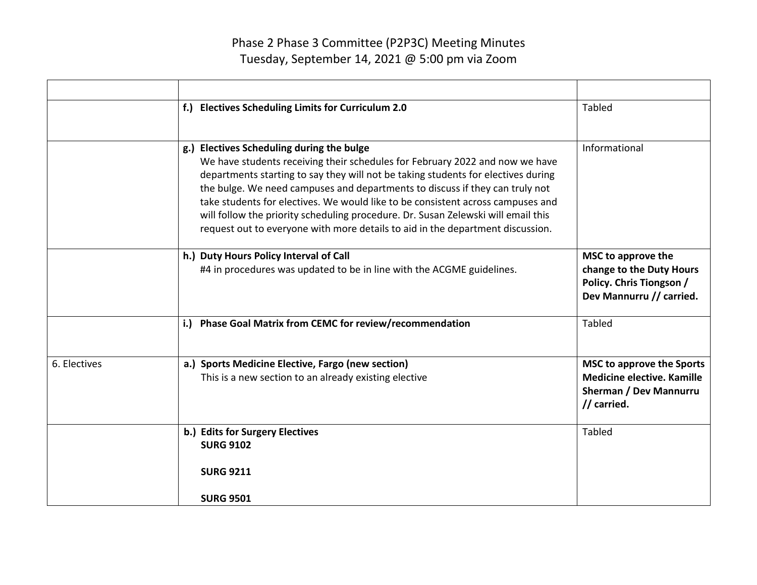# Phase 2 Phase 3 Committee (P2P3C) Meeting Minutes
Tuesday, September 14, 2021 @ 5:00 pm via Zoom

| | | |
|---|---|---|
| | **f.) Electives Scheduling Limits for Curriculum 2.0** | Tabled |
| | **g.) Electives Scheduling during the bulge**<br>We have students receiving their schedules for February 2022 and now we have departments starting to say they will not be taking students for electives during the bulge. We need campuses and departments to discuss if they can truly not take students for electives. We would like to be consistent across campuses and will follow the priority scheduling procedure. Dr. Susan Zelewski will email this request out to everyone with more details to aid in the department discussion. | Informational |
| | **h.) Duty Hours Policy Interval of Call**<br>#4 in procedures was updated to be in line with the ACGME guidelines. | **MSC to approve the change to the Duty Hours Policy. Chris Tiongson / Dev Mannurru // carried.** |
| | **i.) Phase Goal Matrix from CEMC for review/recommendation** | Tabled |
| 6. Electives | **a.) Sports Medicine Elective, Fargo (new section)**<br>This is a new section to an already existing elective | **MSC to approve the Sports Medicine elective. Kamille Sherman / Dev Mannurru // carried.** |
| | **b.) Edits for Surgery Electives**<br>**SURG 9102**<br><br>**SURG 9211**<br><br>**SURG 9501** | Tabled |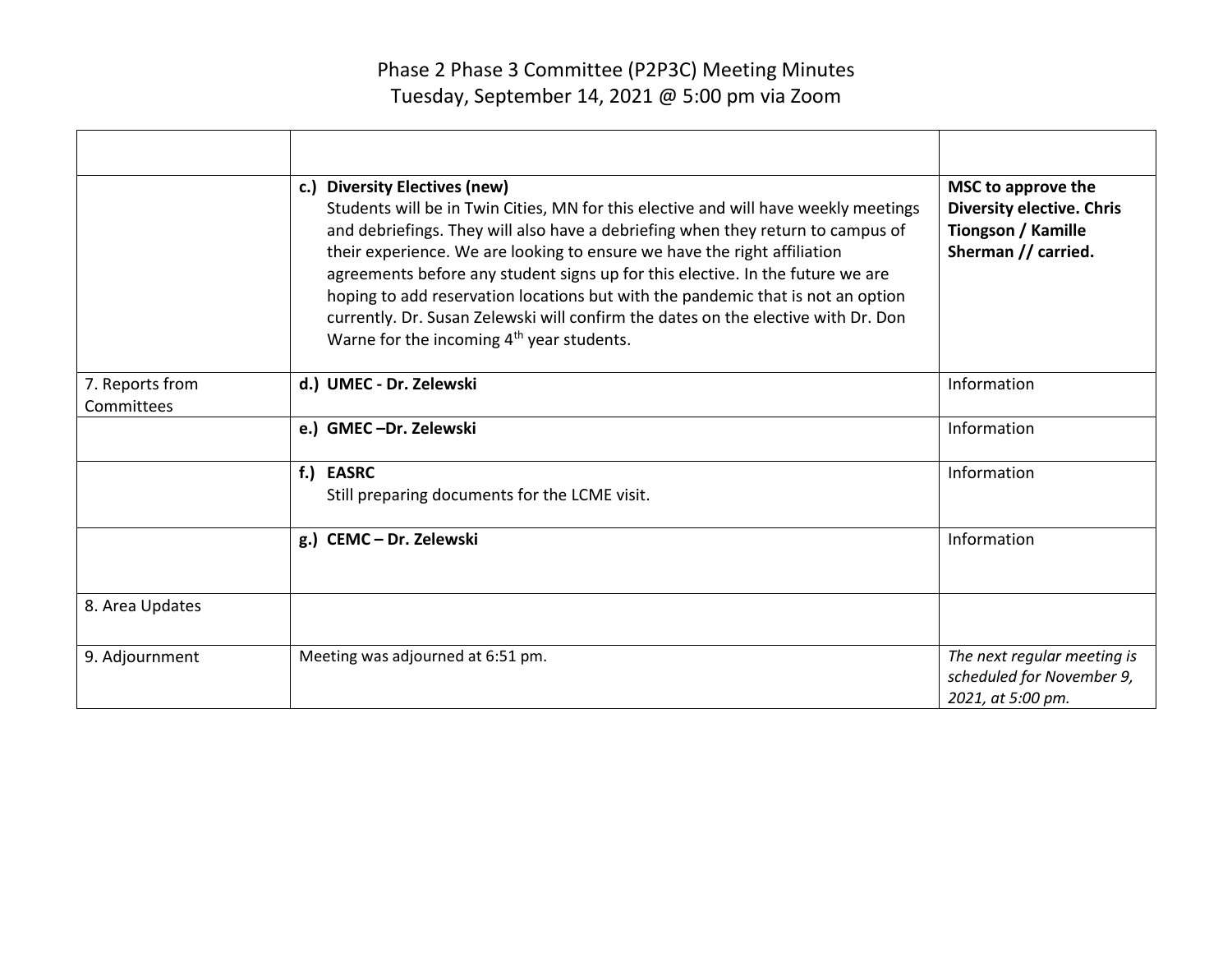# Phase 2 Phase 3 Committee (P2P3C) Meeting Minutes
Tuesday, September 14, 2021 @ 5:00 pm via Zoom

| | | |
|---|---|---|
| | **c.) Diversity Electives (new)**<br>Students will be in Twin Cities, MN for this elective and will have weekly meetings and debriefings. They will also have a debriefing when they return to campus of their experience. We are looking to ensure we have the right affiliation agreements before any student signs up for this elective. In the future we are hoping to add reservation locations but with the pandemic that is not an option currently. Dr. Susan Zelewski will confirm the dates on the elective with Dr. Don Warne for the incoming 4th year students. | **MSC to approve the Diversity elective. Chris Tiongson / Kamille Sherman // carried.** |
| 7. Reports from Committees | **d.) UMEC - Dr. Zelewski** | Information |
| | **e.) GMEC –Dr. Zelewski** | Information |
| | **f.) EASRC**<br>Still preparing documents for the LCME visit. | Information |
| | **g.) CEMC – Dr. Zelewski** | Information |
| 8. Area Updates | | |
| 9. Adjournment | Meeting was adjourned at 6:51 pm. | *The next regular meeting is scheduled for November 9, 2021, at 5:00 pm.* |